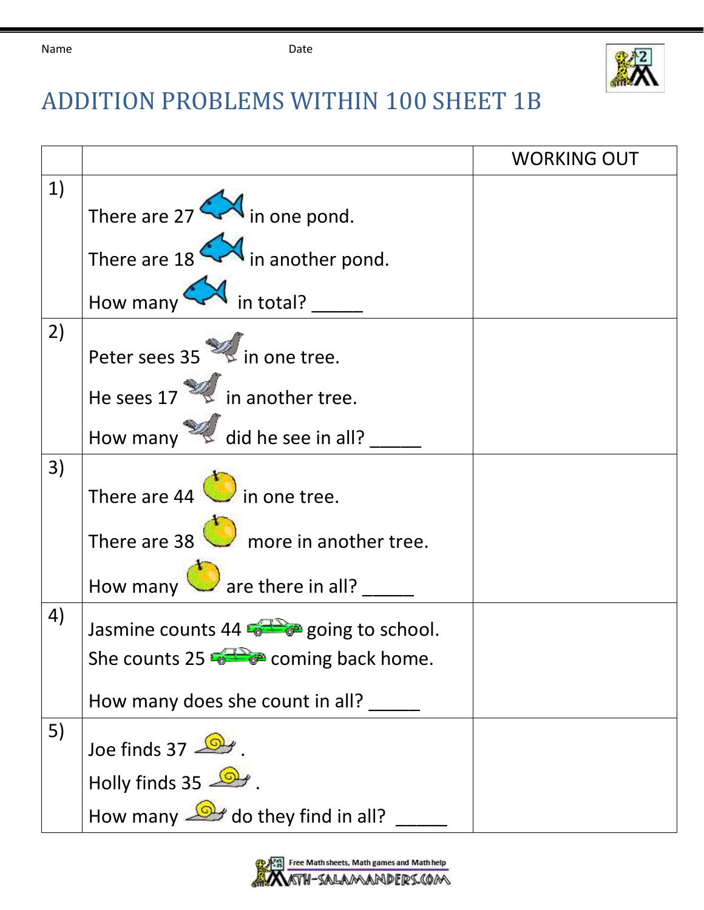Name Date

# ADDITION PROBLEMS WITHIN 100 SHEET 1B

| | | WORKING OUT |
|---|---|---|
| 1) | There are 27 in one pond.<br>There are 18 in another pond.<br>How many in total? _____ | |
| 2) | Peter sees 35 in one tree.<br>He sees 17 in another tree.<br>How many did he see in all? _____ | |
| 3) | There are 44 in one tree.<br>There are 38 more in another tree.<br>How many are there in all? _____ | |
| 4) | Jasmine counts 44 going to school.<br>She counts 25 coming back home.<br>How many does she count in all? _____ | |
| 5) | Joe finds 37 .<br>Holly finds 35 .<br>How many do they find in all? _____ | |

Free Math sheets, Math games and Math help
MATH-SALAMANDERS.COM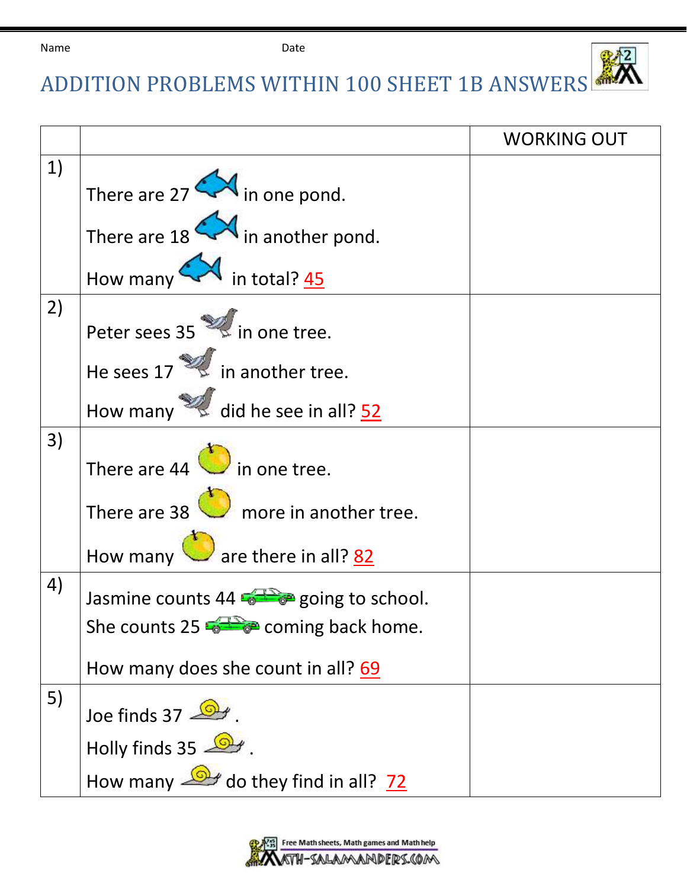Name Date

# ADDITION PROBLEMS WITHIN 100 SHEET 1B ANSWERS

| | | WORKING OUT |
|---|---|---|
| 1) | There are 27 in one pond.<br>There are 18 in another pond.<br>How many in total? 45 | |
| 2) | Peter sees 35 in one tree.<br>He sees 17 in another tree.<br>How many did he see in all? 52 | |
| 3) | There are 44 in one tree.<br>There are 38 more in another tree.<br>How many are there in all? 82 | |
| 4) | Jasmine counts 44 going to school.<br>She counts 25 coming back home.<br>How many does she count in all? 69 | |
| 5) | Joe finds 37 .<br>Holly finds 35 .<br>How many do they find in all? 72 | |

Free Math sheets, Math games and Math help
MATH-SALAMANDERS.COM